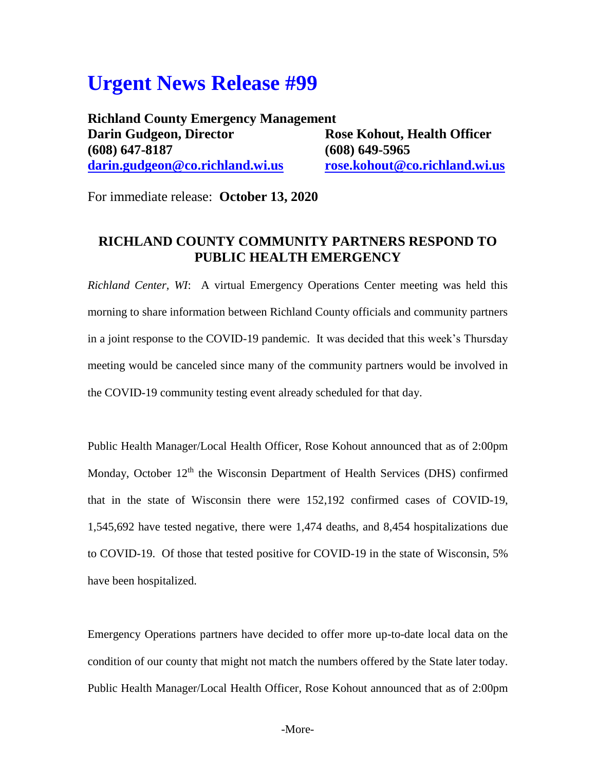# Urgent News Release #99

**Richland County Emergency Management**

| | |
|---|---|
| **Darin Gudgeon, Director** | **Rose Kohout, Health Officer** |
| **(608) 647-8187** | **(608) 649-5965** |
| **darin.gudgeon@co.richland.wi.us** | **rose.kohout@co.richland.wi.us** |

For immediate release: **October 13, 2020**

## RICHLAND COUNTY COMMUNITY PARTNERS RESPOND TO PUBLIC HEALTH EMERGENCY

*Richland Center, WI*: A virtual Emergency Operations Center meeting was held this morning to share information between Richland County officials and community partners in a joint response to the COVID-19 pandemic. It was decided that this week's Thursday meeting would be canceled since many of the community partners would be involved in the COVID-19 community testing event already scheduled for that day.

Public Health Manager/Local Health Officer, Rose Kohout announced that as of 2:00pm Monday, October 12th the Wisconsin Department of Health Services (DHS) confirmed that in the state of Wisconsin there were 152,192 confirmed cases of COVID-19, 1,545,692 have tested negative, there were 1,474 deaths, and 8,454 hospitalizations due to COVID-19. Of those that tested positive for COVID-19 in the state of Wisconsin, 5% have been hospitalized.

Emergency Operations partners have decided to offer more up-to-date local data on the condition of our county that might not match the numbers offered by the State later today. Public Health Manager/Local Health Officer, Rose Kohout announced that as of 2:00pm

-More-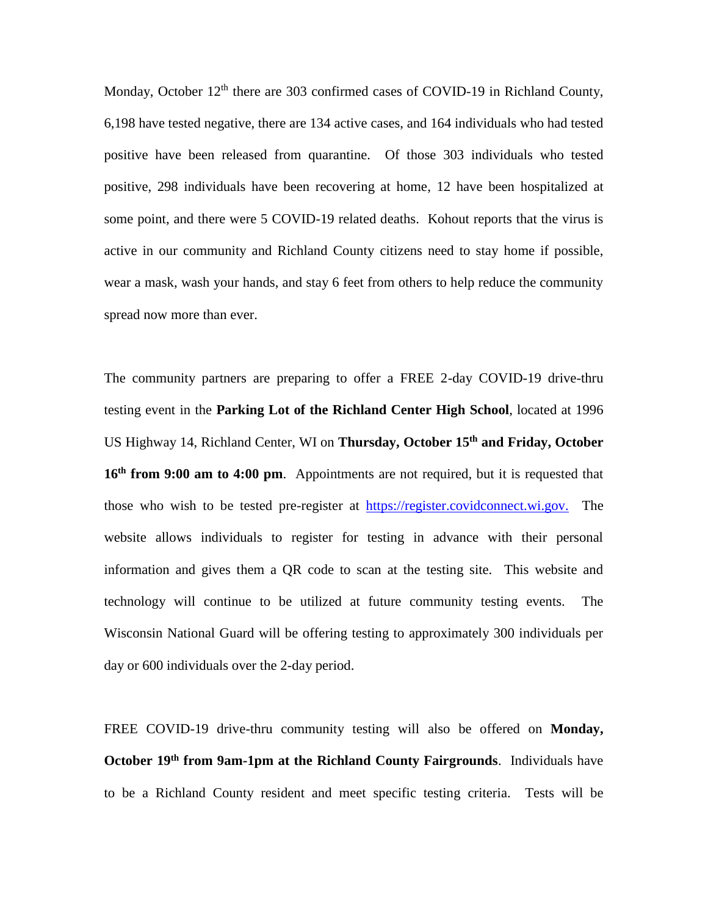Monday, October 12th there are 303 confirmed cases of COVID-19 in Richland County, 6,198 have tested negative, there are 134 active cases, and 164 individuals who had tested positive have been released from quarantine. Of those 303 individuals who tested positive, 298 individuals have been recovering at home, 12 have been hospitalized at some point, and there were 5 COVID-19 related deaths. Kohout reports that the virus is active in our community and Richland County citizens need to stay home if possible, wear a mask, wash your hands, and stay 6 feet from others to help reduce the community spread now more than ever.

The community partners are preparing to offer a FREE 2-day COVID-19 drive-thru testing event in the **Parking Lot of the Richland Center High School**, located at 1996 US Highway 14, Richland Center, WI on **Thursday, October 15th and Friday, October 16th from 9:00 am to 4:00 pm**. Appointments are not required, but it is requested that those who wish to be tested pre-register at https://register.covidconnect.wi.gov. The website allows individuals to register for testing in advance with their personal information and gives them a QR code to scan at the testing site. This website and technology will continue to be utilized at future community testing events. The Wisconsin National Guard will be offering testing to approximately 300 individuals per day or 600 individuals over the 2-day period.

FREE COVID-19 drive-thru community testing will also be offered on **Monday, October 19th from 9am-1pm at the Richland County Fairgrounds**. Individuals have to be a Richland County resident and meet specific testing criteria. Tests will be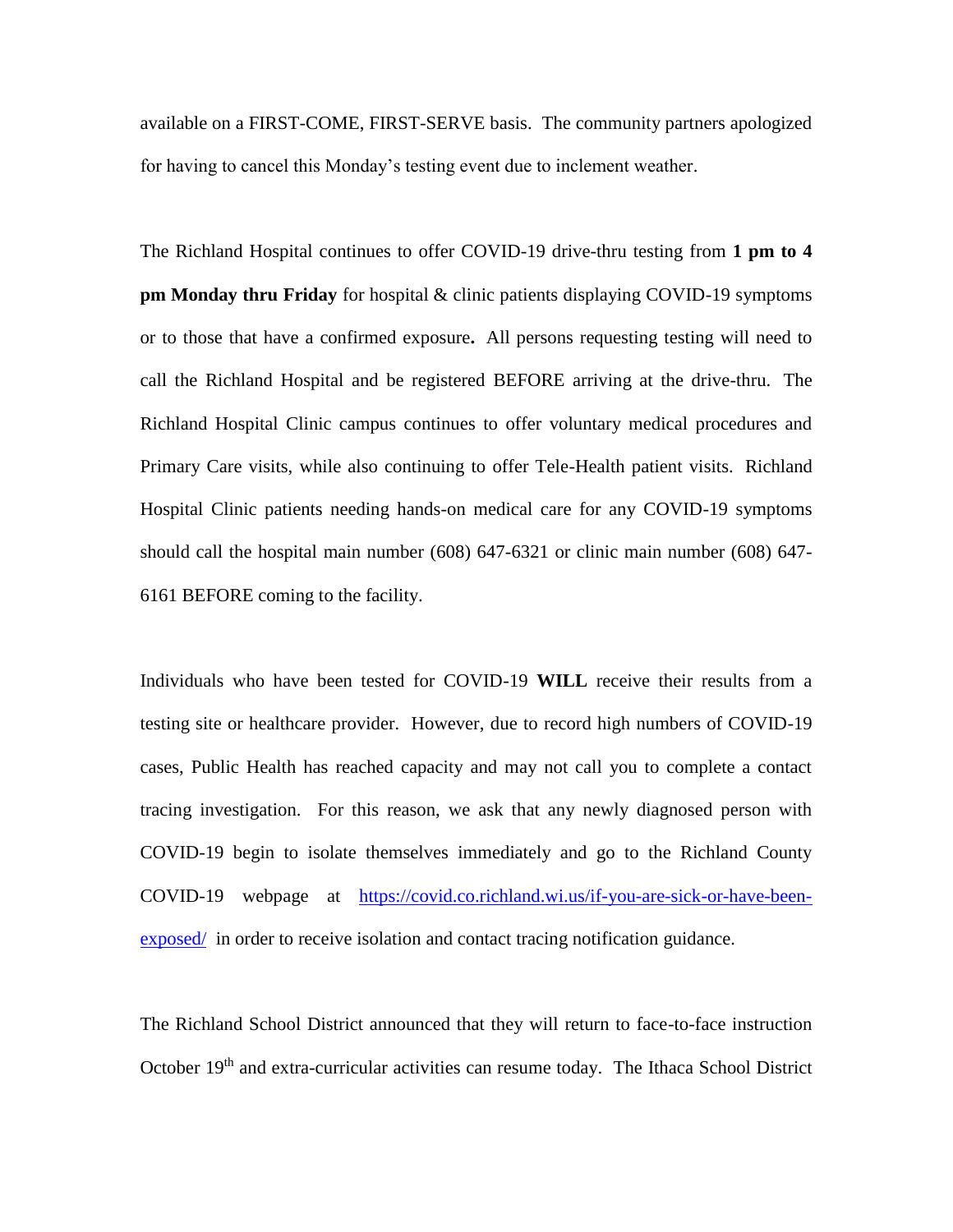available on a FIRST-COME, FIRST-SERVE basis. The community partners apologized for having to cancel this Monday's testing event due to inclement weather.

The Richland Hospital continues to offer COVID-19 drive-thru testing from **1 pm to 4 pm Monday thru Friday** for hospital & clinic patients displaying COVID-19 symptoms or to those that have a confirmed exposure**.** All persons requesting testing will need to call the Richland Hospital and be registered BEFORE arriving at the drive-thru. The Richland Hospital Clinic campus continues to offer voluntary medical procedures and Primary Care visits, while also continuing to offer Tele-Health patient visits. Richland Hospital Clinic patients needing hands-on medical care for any COVID-19 symptoms should call the hospital main number (608) 647-6321 or clinic main number (608) 647-6161 BEFORE coming to the facility.

Individuals who have been tested for COVID-19 **WILL** receive their results from a testing site or healthcare provider. However, due to record high numbers of COVID-19 cases, Public Health has reached capacity and may not call you to complete a contact tracing investigation. For this reason, we ask that any newly diagnosed person with COVID-19 begin to isolate themselves immediately and go to the Richland County COVID-19 webpage at [https://covid.co.richland.wi.us/if-you-are-sick-or-have-been-exposed/](https://covid.co.richland.wi.us/if-you-are-sick-or-have-been-exposed/) in order to receive isolation and contact tracing notification guidance.

The Richland School District announced that they will return to face-to-face instruction October 19th and extra-curricular activities can resume today. The Ithaca School District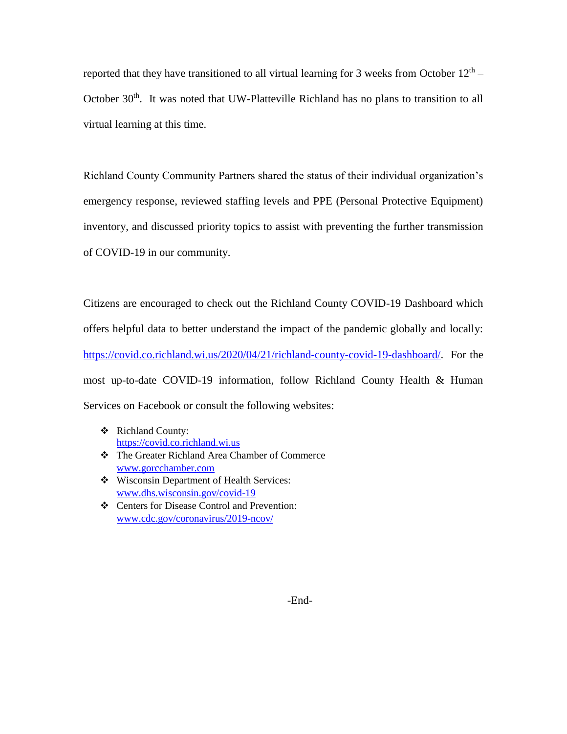reported that they have transitioned to all virtual learning for 3 weeks from October 12th – October 30th. It was noted that UW-Platteville Richland has no plans to transition to all virtual learning at this time.

Richland County Community Partners shared the status of their individual organization's emergency response, reviewed staffing levels and PPE (Personal Protective Equipment) inventory, and discussed priority topics to assist with preventing the further transmission of COVID-19 in our community.

Citizens are encouraged to check out the Richland County COVID-19 Dashboard which offers helpful data to better understand the impact of the pandemic globally and locally: https://covid.co.richland.wi.us/2020/04/21/richland-county-covid-19-dashboard/. For the most up-to-date COVID-19 information, follow Richland County Health & Human Services on Facebook or consult the following websites:

- Richland County:
  https://covid.co.richland.wi.us
- The Greater Richland Area Chamber of Commerce
  www.gorcchamber.com
- Wisconsin Department of Health Services:
  www.dhs.wisconsin.gov/covid-19
- Centers for Disease Control and Prevention:
  www.cdc.gov/coronavirus/2019-ncov/

-End-